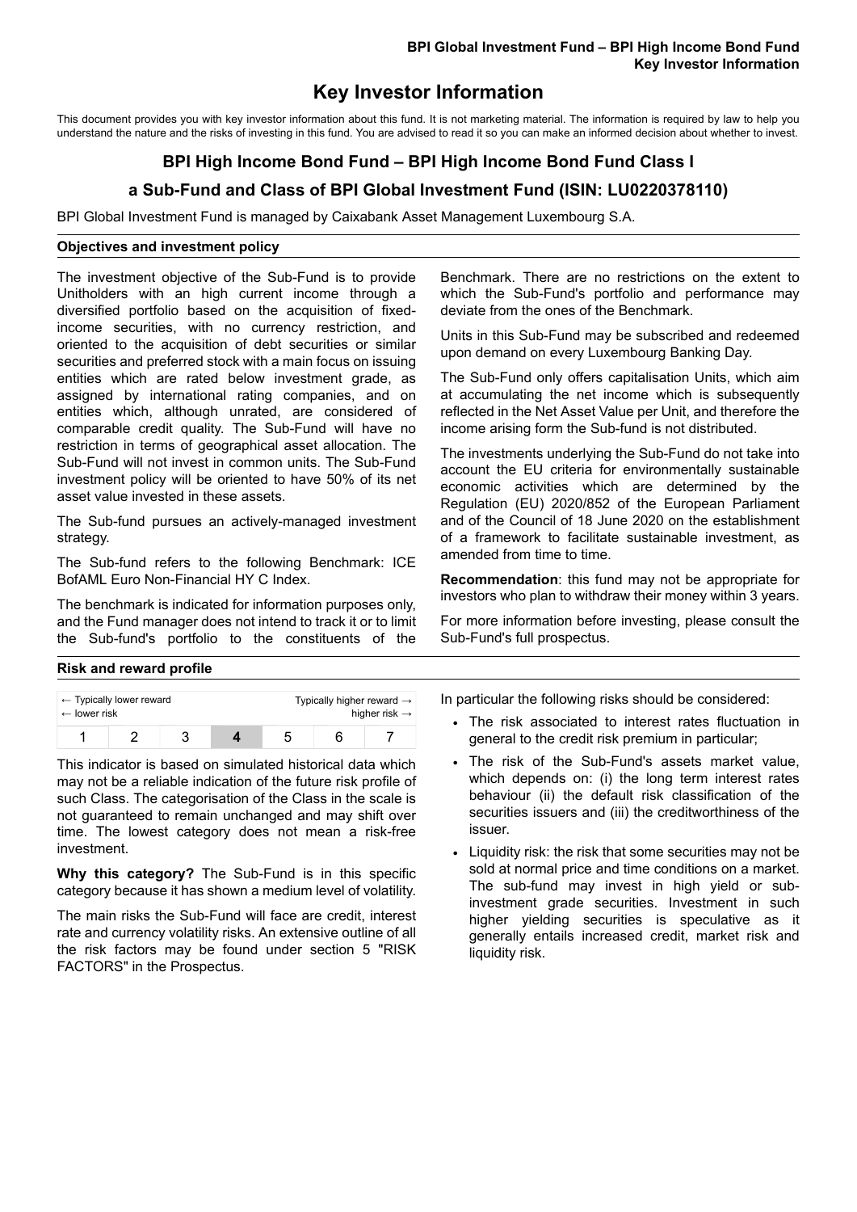# Key Investor Information

This document provides you with key investor information about this fund. It is not marketing material. The information is required by law to help you understand the nature and the risks of investing in this fund. You are advised to read it so you can make an informed decision about whether to invest.

## BPI High Income Bond Fund – BPI High Income Bond Fund Class I

## a Sub-Fund and Class of BPI Global Investment Fund (ISIN: LU0220378110)

BPI Global Investment Fund is managed by Caixabank Asset Management Luxembourg S.A.

### Objectives and investment policy

The investment objective of the Sub-Fund is to provide Unitholders with an high current income through a diversified portfolio based on the acquisition of fixed-income securities, with no currency restriction, and oriented to the acquisition of debt securities or similar securities and preferred stock with a main focus on issuing entities which are rated below investment grade, as assigned by international rating companies, and on entities which, although unrated, are considered of comparable credit quality. The Sub-Fund will have no restriction in terms of geographical asset allocation. The Sub-Fund will not invest in common units. The Sub-Fund investment policy will be oriented to have 50% of its net asset value invested in these assets.

The Sub-fund pursues an actively-managed investment strategy.

The Sub-fund refers to the following Benchmark: ICE BofAML Euro Non-Financial HY C Index.

The benchmark is indicated for information purposes only, and the Fund manager does not intend to track it or to limit the Sub-fund's portfolio to the constituents of the Benchmark. There are no restrictions on the extent to which the Sub-Fund's portfolio and performance may deviate from the ones of the Benchmark.

Units in this Sub-Fund may be subscribed and redeemed upon demand on every Luxembourg Banking Day.

The Sub-Fund only offers capitalisation Units, which aim at accumulating the net income which is subsequently reflected in the Net Asset Value per Unit, and therefore the income arising form the Sub-fund is not distributed.

The investments underlying the Sub-Fund do not take into account the EU criteria for environmentally sustainable economic activities which are determined by the Regulation (EU) 2020/852 of the European Parliament and of the Council of 18 June 2020 on the establishment of a framework to facilitate sustainable investment, as amended from time to time.

**Recommendation**: this fund may not be appropriate for investors who plan to withdraw their money within 3 years.

For more information before investing, please consult the Sub-Fund's full prospectus.

### Risk and reward profile

| ← Typically lower reward ← lower risk | | | | | | Typically higher reward → higher risk → |
|---|---|---|---|---|---|---|
| 1 | 2 | 3 | **4** | 5 | 6 | 7 |

This indicator is based on simulated historical data which may not be a reliable indication of the future risk profile of such Class. The categorisation of the Class in the scale is not guaranteed to remain unchanged and may shift over time. The lowest category does not mean a risk-free investment.

**Why this category?** The Sub-Fund is in this specific category because it has shown a medium level of volatility.

The main risks the Sub-Fund will face are credit, interest rate and currency volatility risks. An extensive outline of all the risk factors may be found under section 5 "RISK FACTORS" in the Prospectus.

In particular the following risks should be considered:

- The risk associated to interest rates fluctuation in general to the credit risk premium in particular;
- The risk of the Sub-Fund's assets market value, which depends on: (i) the long term interest rates behaviour (ii) the default risk classification of the securities issuers and (iii) the creditworthiness of the issuer.
- Liquidity risk: the risk that some securities may not be sold at normal price and time conditions on a market. The sub-fund may invest in high yield or sub-investment grade securities. Investment in such higher yielding securities is speculative as it generally entails increased credit, market risk and liquidity risk.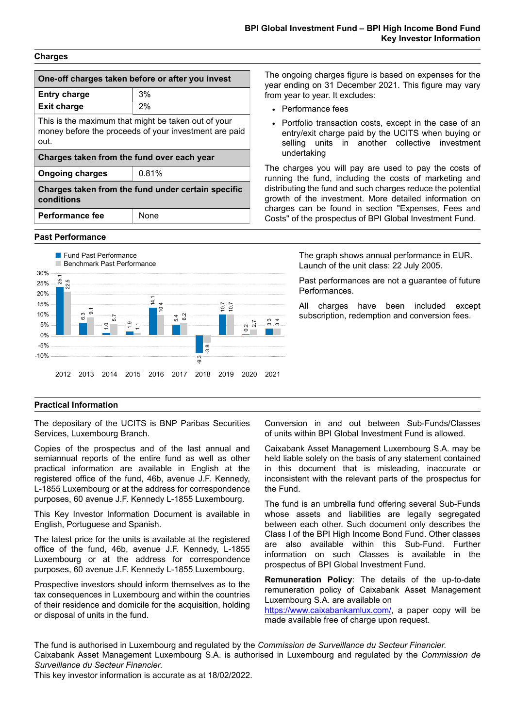## Charges

| One-off charges taken before or after you invest | |
|---|---|
| **Entry charge** | 3% |
| **Exit charge** | 2% |
| This is the maximum that might be taken out of your money before the proceeds of your investment are paid out. | |
| **Charges taken from the fund over each year** | |
| **Ongoing charges** | 0.81% |
| **Charges taken from the fund under certain specific conditions** | |
| **Performance fee** | None |

The ongoing charges figure is based on expenses for the year ending on 31 December 2021. This figure may vary from year to year. It excludes:

- Performance fees
- Portfolio transaction costs, except in the case of an entry/exit charge paid by the UCITS when buying or selling units in another collective investment undertaking

The charges you will pay are used to pay the costs of running the fund, including the costs of marketing and distributing the fund and such charges reduce the potential growth of the investment. More detailed information on charges can be found in section "Expenses, Fees and Costs" of the prospectus of BPI Global Investment Fund.

## Past Performance

Fund Past Performance
Benchmark Past Performance

30%
25%
20%
15%
10%
5%
0%
-5%
-10%

2012: 25.1, 22.5
2013: 6.3, 9.1
2014: 1.0, 5.7
2015: 1.9, 1.1
2016: 14.1, 10.4
2017: 5.4, 6.2
2018: -9.3, -3.8
2019: 10.7, 10.7
2020: 0.2, 2.7
2021: 3.3, 3.4

The graph shows annual performance in EUR. Launch of the unit class: 22 July 2005.

Past performances are not a guarantee of future Performances.

All charges have been included except subscription, redemption and conversion fees.

## Practical Information

The depositary of the UCITS is BNP Paribas Securities Services, Luxembourg Branch.

Copies of the prospectus and of the last annual and semiannual reports of the entire fund as well as other practical information are available in English at the registered office of the fund, 46b, avenue J.F. Kennedy, L-1855 Luxembourg or at the address for correspondence purposes, 60 avenue J.F. Kennedy L-1855 Luxembourg.

This Key Investor Information Document is available in English, Portuguese and Spanish.

The latest price for the units is available at the registered office of the fund, 46b, avenue J.F. Kennedy, L-1855 Luxembourg or at the address for correspondence purposes, 60 avenue J.F. Kennedy L-1855 Luxembourg.

Prospective investors should inform themselves as to the tax consequences in Luxembourg and within the countries of their residence and domicile for the acquisition, holding or disposal of units in the fund.

Conversion in and out between Sub-Funds/Classes of units within BPI Global Investment Fund is allowed.

Caixabank Asset Management Luxembourg S.A. may be held liable solely on the basis of any statement contained in this document that is misleading, inaccurate or inconsistent with the relevant parts of the prospectus for the Fund.

The fund is an umbrella fund offering several Sub-Funds whose assets and liabilities are legally segregated between each other. Such document only describes the Class I of the BPI High Income Bond Fund. Other classes are also available within this Sub-Fund. Further information on such Classes is available in the prospectus of BPI Global Investment Fund.

**Remuneration Policy**: The details of the up-to-date remuneration policy of Caixabank Asset Management Luxembourg S.A. are available on https://www.caixabankamlux.com/, a paper copy will be made available free of charge upon request.

The fund is authorised in Luxembourg and regulated by the *Commission de Surveillance du Secteur Financier.*
Caixabank Asset Management Luxembourg S.A. is authorised in Luxembourg and regulated by the *Commission de Surveillance du Secteur Financier.*
This key investor information is accurate as at 18/02/2022.